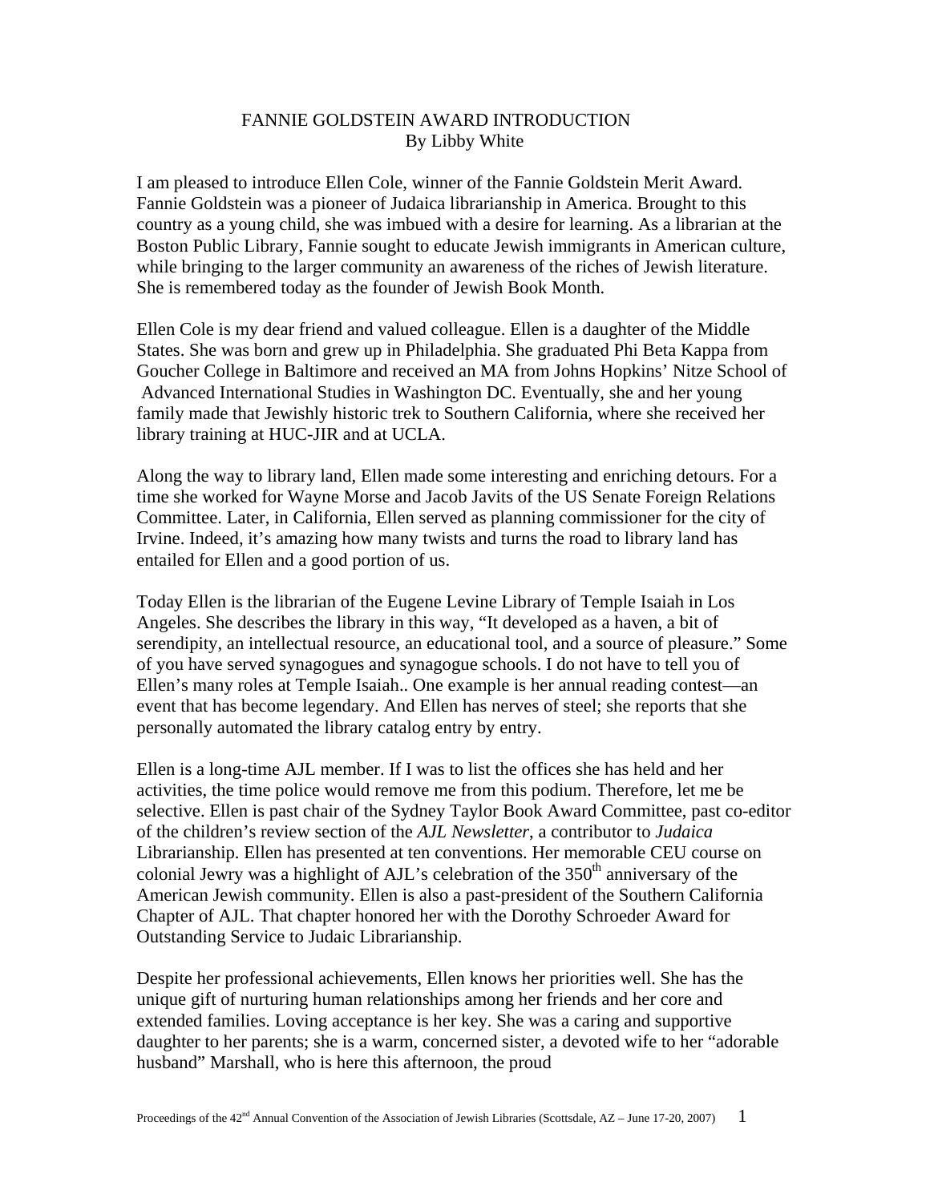# FANNIE GOLDSTEIN AWARD INTRODUCTION
By Libby White

I am pleased to introduce Ellen Cole, winner of the Fannie Goldstein Merit Award. Fannie Goldstein was a pioneer of Judaica librarianship in America. Brought to this country as a young child, she was imbued with a desire for learning. As a librarian at the Boston Public Library, Fannie sought to educate Jewish immigrants in American culture, while bringing to the larger community an awareness of the riches of Jewish literature. She is remembered today as the founder of Jewish Book Month.

Ellen Cole is my dear friend and valued colleague. Ellen is a daughter of the Middle States. She was born and grew up in Philadelphia. She graduated Phi Beta Kappa from Goucher College in Baltimore and received an MA from Johns Hopkins' Nitze School of Advanced International Studies in Washington DC. Eventually, she and her young family made that Jewishly historic trek to Southern California, where she received her library training at HUC-JIR and at UCLA.

Along the way to library land, Ellen made some interesting and enriching detours. For a time she worked for Wayne Morse and Jacob Javits of the US Senate Foreign Relations Committee. Later, in California, Ellen served as planning commissioner for the city of Irvine. Indeed, it's amazing how many twists and turns the road to library land has entailed for Ellen and a good portion of us.

Today Ellen is the librarian of the Eugene Levine Library of Temple Isaiah in Los Angeles. She describes the library in this way, "It developed as a haven, a bit of serendipity, an intellectual resource, an educational tool, and a source of pleasure." Some of you have served synagogues and synagogue schools. I do not have to tell you of Ellen's many roles at Temple Isaiah.. One example is her annual reading contest—an event that has become legendary. And Ellen has nerves of steel; she reports that she personally automated the library catalog entry by entry.

Ellen is a long-time AJL member. If I was to list the offices she has held and her activities, the time police would remove me from this podium. Therefore, let me be selective. Ellen is past chair of the Sydney Taylor Book Award Committee, past co-editor of the children's review section of the *AJL Newsletter*, a contributor to *Judaica* Librarianship. Ellen has presented at ten conventions. Her memorable CEU course on colonial Jewry was a highlight of AJL's celebration of the 350th anniversary of the American Jewish community. Ellen is also a past-president of the Southern California Chapter of AJL. That chapter honored her with the Dorothy Schroeder Award for Outstanding Service to Judaic Librarianship.

Despite her professional achievements, Ellen knows her priorities well. She has the unique gift of nurturing human relationships among her friends and her core and extended families. Loving acceptance is her key. She was a caring and supportive daughter to her parents; she is a warm, concerned sister, a devoted wife to her "adorable husband" Marshall, who is here this afternoon, the proud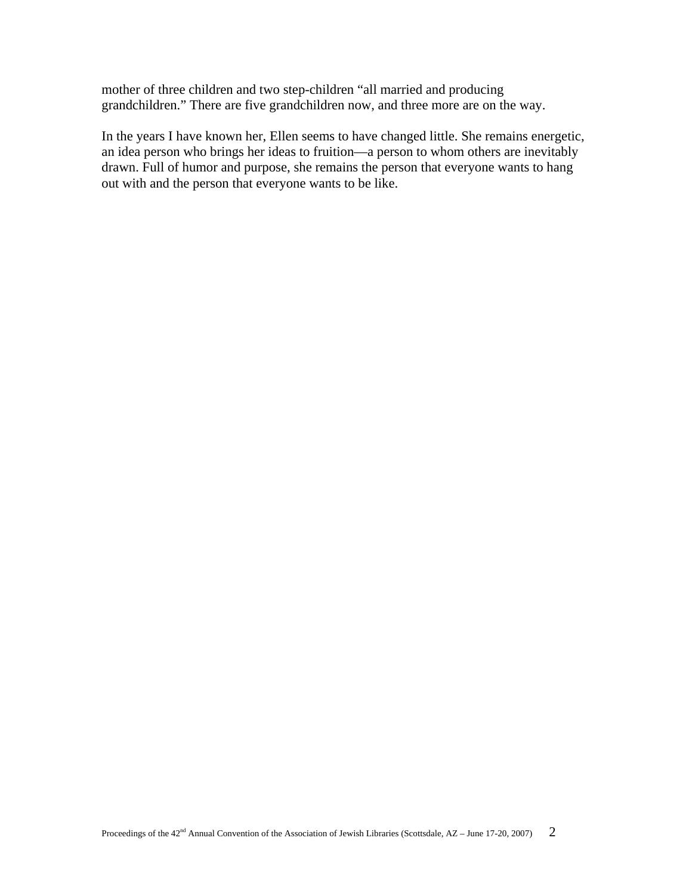mother of three children and two step-children "all married and producing grandchildren." There are five grandchildren now, and three more are on the way.

In the years I have known her, Ellen seems to have changed little. She remains energetic, an idea person who brings her ideas to fruition—a person to whom others are inevitably drawn. Full of humor and purpose, she remains the person that everyone wants to hang out with and the person that everyone wants to be like.